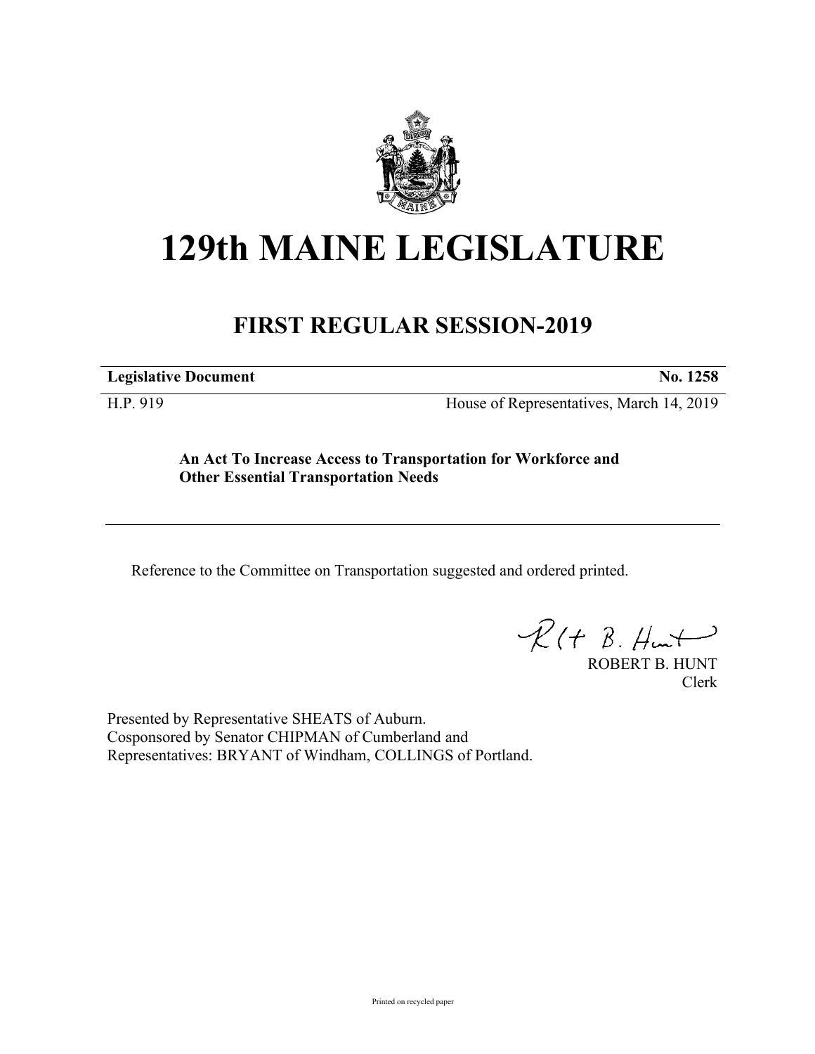# 129th MAINE LEGISLATURE

## FIRST REGULAR SESSION-2019

**Legislative Document** **No. 1258**

H.P. 919 House of Representatives, March 14, 2019

**An Act To Increase Access to Transportation for Workforce and Other Essential Transportation Needs**

Reference to the Committee on Transportation suggested and ordered printed.

ROBERT B. HUNT
Clerk

Presented by Representative SHEATS of Auburn.
Cosponsored by Senator CHIPMAN of Cumberland and
Representatives: BRYANT of Windham, COLLINGS of Portland.

Printed on recycled paper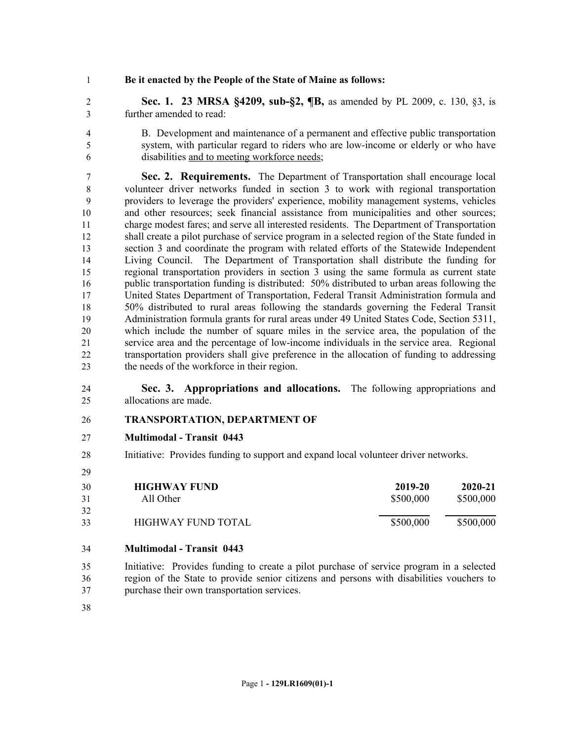**Be it enacted by the People of the State of Maine as follows:**

**Sec. 1. 23 MRSA §4209, sub-§2, ¶B,** as amended by PL 2009, c. 130, §3, is further amended to read:

B. Development and maintenance of a permanent and effective public transportation system, with particular regard to riders who are low-income or elderly or who have disabilities and to meeting workforce needs;

**Sec. 2. Requirements.** The Department of Transportation shall encourage local volunteer driver networks funded in section 3 to work with regional transportation providers to leverage the providers' experience, mobility management systems, vehicles and other resources; seek financial assistance from municipalities and other sources; charge modest fares; and serve all interested residents. The Department of Transportation shall create a pilot purchase of service program in a selected region of the State funded in section 3 and coordinate the program with related efforts of the Statewide Independent Living Council. The Department of Transportation shall distribute the funding for regional transportation providers in section 3 using the same formula as current state public transportation funding is distributed: 50% distributed to urban areas following the United States Department of Transportation, Federal Transit Administration formula and 50% distributed to rural areas following the standards governing the Federal Transit Administration formula grants for rural areas under 49 United States Code, Section 5311, which include the number of square miles in the service area, the population of the service area and the percentage of low-income individuals in the service area. Regional transportation providers shall give preference in the allocation of funding to addressing the needs of the workforce in their region.

**Sec. 3. Appropriations and allocations.** The following appropriations and allocations are made.

**TRANSPORTATION, DEPARTMENT OF**

**Multimodal - Transit 0443**

Initiative: Provides funding to support and expand local volunteer driver networks.

| **HIGHWAY FUND** | **2019-20** | **2020-21** |
|---|---|---|
| All Other | $500,000 | $500,000 |
| HIGHWAY FUND TOTAL | $500,000 | $500,000 |

**Multimodal - Transit 0443**

Initiative: Provides funding to create a pilot purchase of service program in a selected region of the State to provide senior citizens and persons with disabilities vouchers to purchase their own transportation services.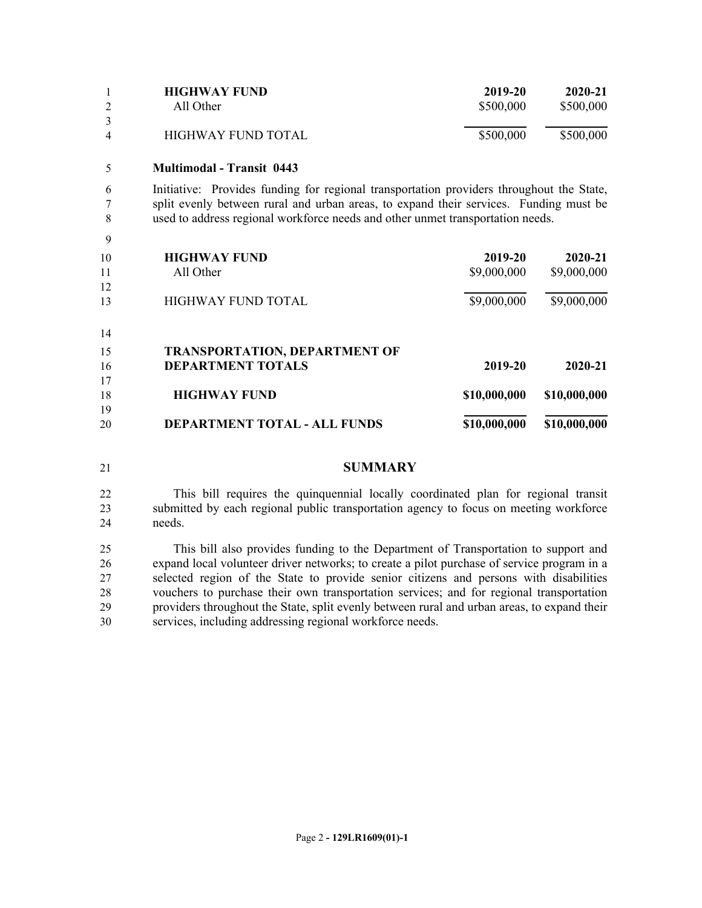| HIGHWAY FUND | 2019-20 | 2020-21 |
|---|---|---|
| All Other | $500,000 | $500,000 |
| HIGHWAY FUND TOTAL | $500,000 | $500,000 |

**Multimodal - Transit 0443**

Initiative: Provides funding for regional transportation providers throughout the State, split evenly between rural and urban areas, to expand their services. Funding must be used to address regional workforce needs and other unmet transportation needs.

| HIGHWAY FUND | 2019-20 | 2020-21 |
|---|---|---|
| All Other | $9,000,000 | $9,000,000 |
| HIGHWAY FUND TOTAL | $9,000,000 | $9,000,000 |

| TRANSPORTATION, DEPARTMENT OF DEPARTMENT TOTALS | 2019-20 | 2020-21 |
|---|---|---|
| **HIGHWAY FUND** | **$10,000,000** | **$10,000,000** |
| **DEPARTMENT TOTAL - ALL FUNDS** | **$10,000,000** | **$10,000,000** |

## SUMMARY

This bill requires the quinquennial locally coordinated plan for regional transit submitted by each regional public transportation agency to focus on meeting workforce needs.

This bill also provides funding to the Department of Transportation to support and expand local volunteer driver networks; to create a pilot purchase of service program in a selected region of the State to provide senior citizens and persons with disabilities vouchers to purchase their own transportation services; and for regional transportation providers throughout the State, split evenly between rural and urban areas, to expand their services, including addressing regional workforce needs.